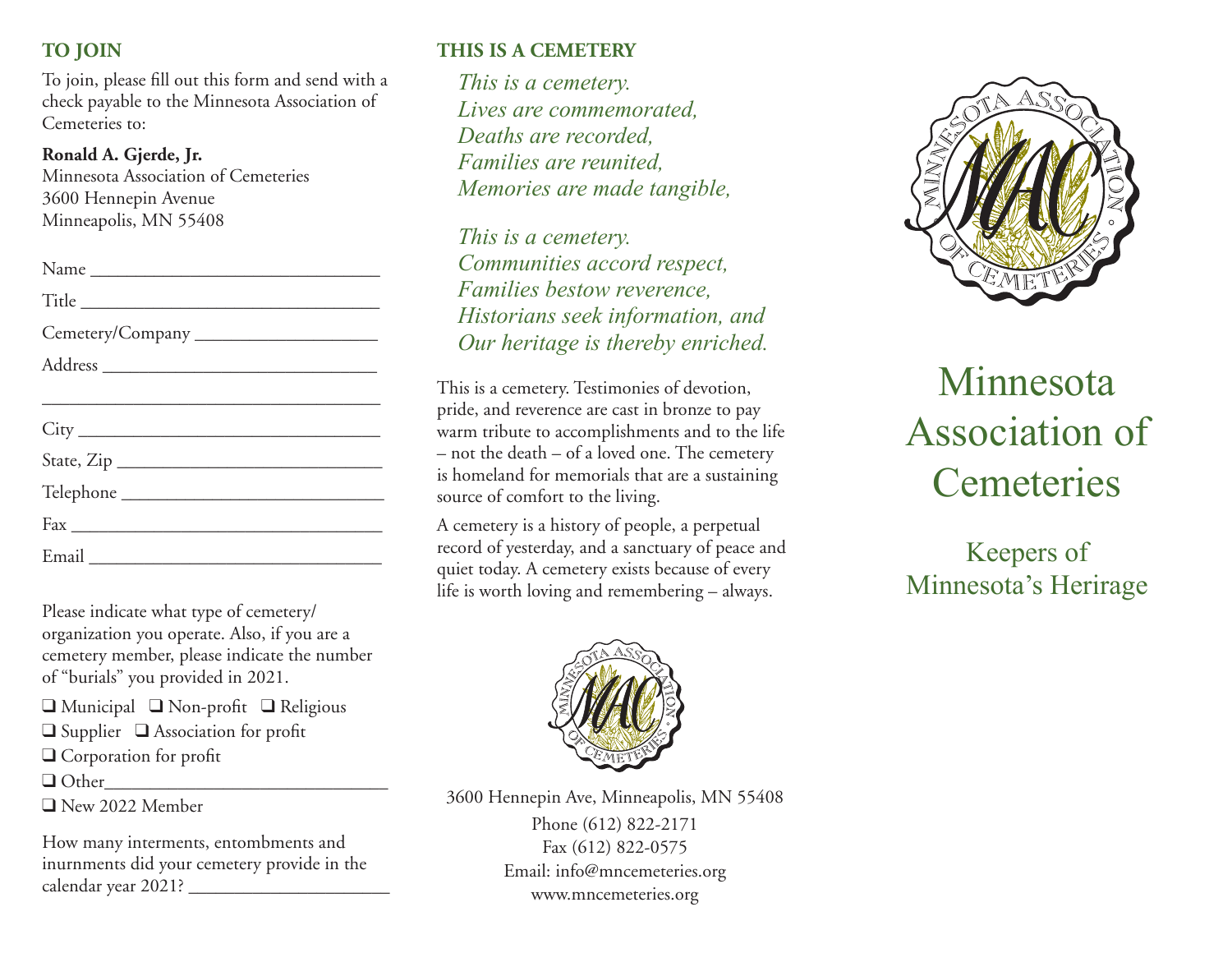## TO JOIN

To join, please fill out this form and send with a check payable to the Minnesota Association of Cemeteries to:

**Ronald A. Gjerde, Jr.**
Minnesota Association of Cemeteries
3600 Hennepin Avenue
Minneapolis, MN 55408

Name ______________________________

Title ______________________________

Cemetery/Company __________________

Address ____________________________

___________________________________

City _______________________________

State, Zip ___________________________

Telephone ___________________________

Fax ________________________________

Email ______________________________

Please indicate what type of cemetery/organization you operate. Also, if you are a cemetery member, please indicate the number of "burials" you provided in 2021.

❑ Municipal ❑ Non-profit ❑ Religious
❑ Supplier ❑ Association for profit
❑ Corporation for profit
❑ Other_____________________________
❑ New 2022 Member

How many interments, entombments and inurnments did your cemetery provide in the calendar year 2021? ____________________

## THIS IS A CEMETERY

*This is a cemetery.*
*Lives are commemorated,*
*Deaths are recorded,*
*Families are reunited,*
*Memories are made tangible,*

*This is a cemetery.*
*Communities accord respect,*
*Families bestow reverence,*
*Historians seek information, and*
*Our heritage is thereby enriched.*

This is a cemetery. Testimonies of devotion, pride, and reverence are cast in bronze to pay warm tribute to accomplishments and to the life – not the death – of a loved one. The cemetery is homeland for memorials that are a sustaining source of comfort to the living.

A cemetery is a history of people, a perpetual record of yesterday, and a sanctuary of peace and quiet today. A cemetery exists because of every life is worth loving and remembering – always.

MINNESOTA ASSOCIATION OF CEMETERIES
MAC

3600 Hennepin Ave, Minneapolis, MN 55408
Phone (612) 822-2171
Fax (612) 822-0575
Email: info@mncemeteries.org
www.mncemeteries.org

MINNESOTA ASSOCIATION OF CEMETERIES
MAC

# Minnesota Association of Cemeteries

## Keepers of Minnesota's Herirage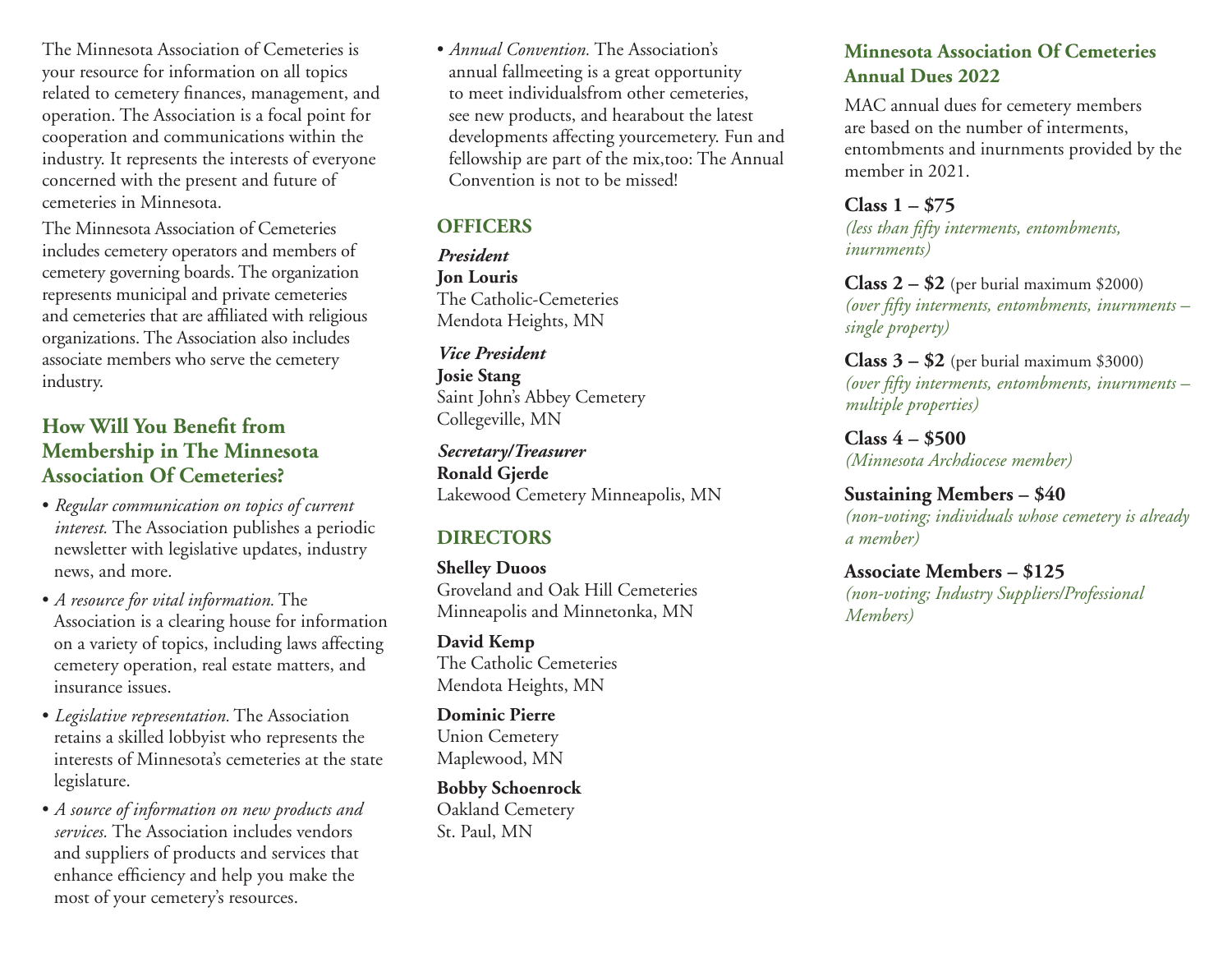The Minnesota Association of Cemeteries is your resource for information on all topics related to cemetery finances, management, and operation. The Association is a focal point for cooperation and communications within the industry. It represents the interests of everyone concerned with the present and future of cemeteries in Minnesota.

The Minnesota Association of Cemeteries includes cemetery operators and members of cemetery governing boards. The organization represents municipal and private cemeteries and cemeteries that are affiliated with religious organizations. The Association also includes associate members who serve the cemetery industry.

## How Will You Benefit from Membership in The Minnesota Association Of Cemeteries?

- *Regular communication on topics of current interest.* The Association publishes a periodic newsletter with legislative updates, industry news, and more.
- *A resource for vital information.* The Association is a clearing house for information on a variety of topics, including laws affecting cemetery operation, real estate matters, and insurance issues.
- *Legislative representation.* The Association retains a skilled lobbyist who represents the interests of Minnesota's cemeteries at the state legislature.
- *A source of information on new products and services.* The Association includes vendors and suppliers of products and services that enhance efficiency and help you make the most of your cemetery's resources.
- *Annual Convention.* The Association's annual fallmeeting is a great opportunity to meet individualsfrom other cemeteries, see new products, and hearabout the latest developments affecting yourcemetery. Fun and fellowship are part of the mix,too: The Annual Convention is not to be missed!

## OFFICERS

***President***
**Jon Louris**
The Catholic-Cemeteries
Mendota Heights, MN

***Vice President***
**Josie Stang**
Saint John's Abbey Cemetery
Collegeville, MN

***Secretary/Treasurer***
**Ronald Gjerde**
Lakewood Cemetery Minneapolis, MN

## DIRECTORS

**Shelley Duoos**
Groveland and Oak Hill Cemeteries
Minneapolis and Minnetonka, MN

**David Kemp**
The Catholic Cemeteries
Mendota Heights, MN

**Dominic Pierre**
Union Cemetery
Maplewood, MN

**Bobby Schoenrock**
Oakland Cemetery
St. Paul, MN

## Minnesota Association Of Cemeteries Annual Dues 2022

MAC annual dues for cemetery members are based on the number of interments, entombments and inurnments provided by the member in 2021.

**Class 1 – $75**
*(less than fifty interments, entombments, inurnments)*

**Class 2 – $2** (per burial maximum $2000)
*(over fifty interments, entombments, inurnments – single property)*

**Class 3 – $2** (per burial maximum $3000)
*(over fifty interments, entombments, inurnments – multiple properties)*

**Class 4 – $500**
*(Minnesota Archdiocese member)*

**Sustaining Members – $40**
*(non-voting; individuals whose cemetery is already a member)*

**Associate Members – $125**
*(non-voting; Industry Suppliers/Professional Members)*